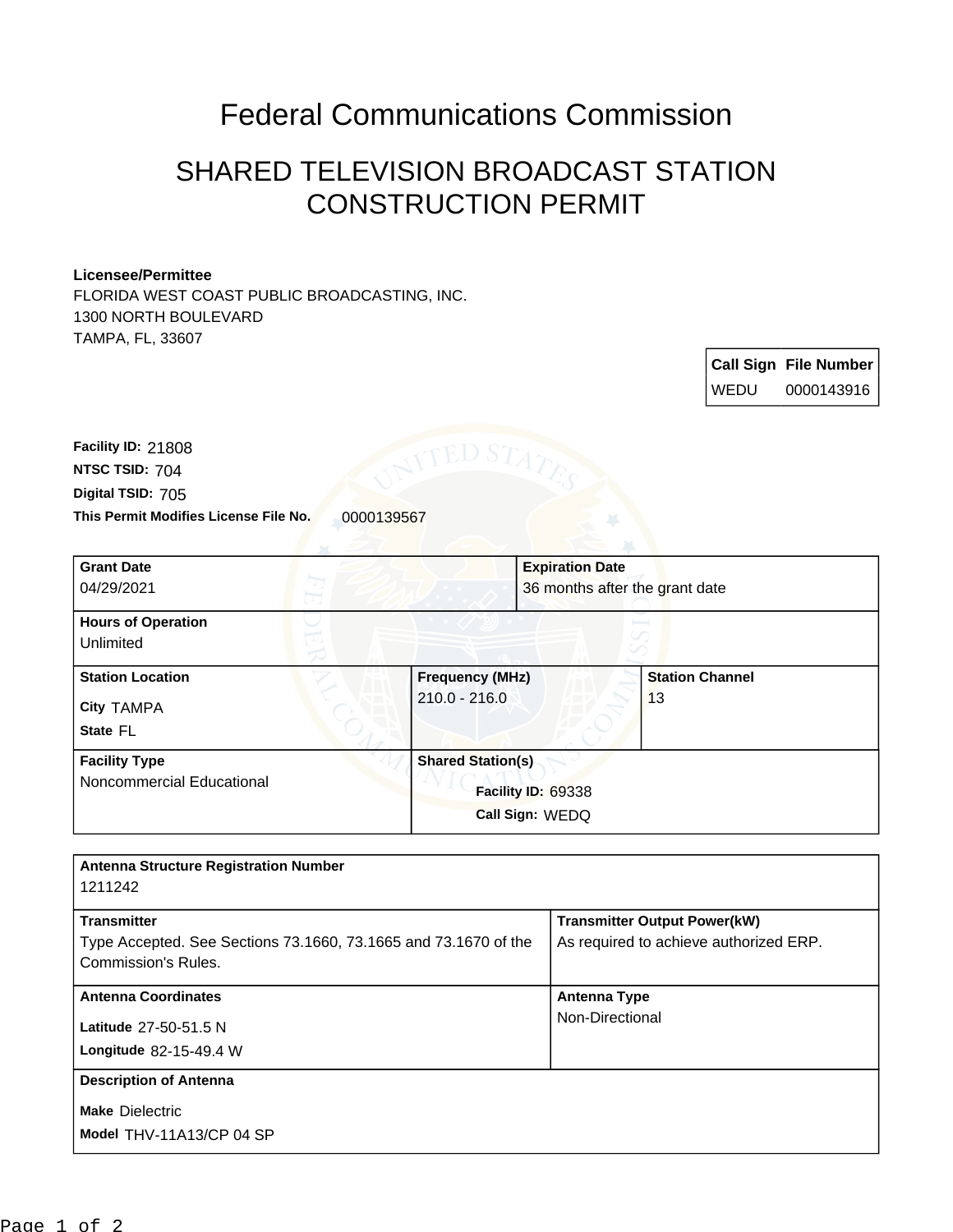# Federal Communications Commission

## SHARED TELEVISION BROADCAST STATION CONSTRUCTION PERMIT

**Licensee/Permittee**
FLORIDA WEST COAST PUBLIC BROADCASTING, INC.
1300 NORTH BOULEVARD
TAMPA, FL, 33607

| Call Sign | File Number |
|---|---|
| WEDU | 0000143916 |

**Facility ID:** 21808
**NTSC TSID:** 704
**Digital TSID:** 705
**This Permit Modifies License File No.** 0000139567

| **Grant Date** | **Expiration Date** |
|---|---|
| 04/29/2021 | 36 months after the grant date |

| **Hours of Operation** |
|---|
| Unlimited |

| **Station Location** | **Frequency (MHz)** | **Station Channel** |
|---|---|---|
| City TAMPA<br>State FL | 210.0 - 216.0 | 13 |

| **Facility Type** | **Shared Station(s)** |
|---|---|
| Noncommercial Educational | Facility ID: 69338<br>Call Sign: WEDQ |

| **Antenna Structure Registration Number** | |
|---|---|
| 1211242 | |
| **Transmitter** | **Transmitter Output Power(kW)** |
| Type Accepted. See Sections 73.1660, 73.1665 and 73.1670 of the Commission's Rules. | As required to achieve authorized ERP. |
| **Antenna Coordinates** | **Antenna Type** |
| Latitude 27-50-51.5 N<br>Longitude 82-15-49.4 W | Non-Directional |
| **Description of Antenna** | |
| Make Dielectric<br>Model THV-11A13/CP 04 SP | |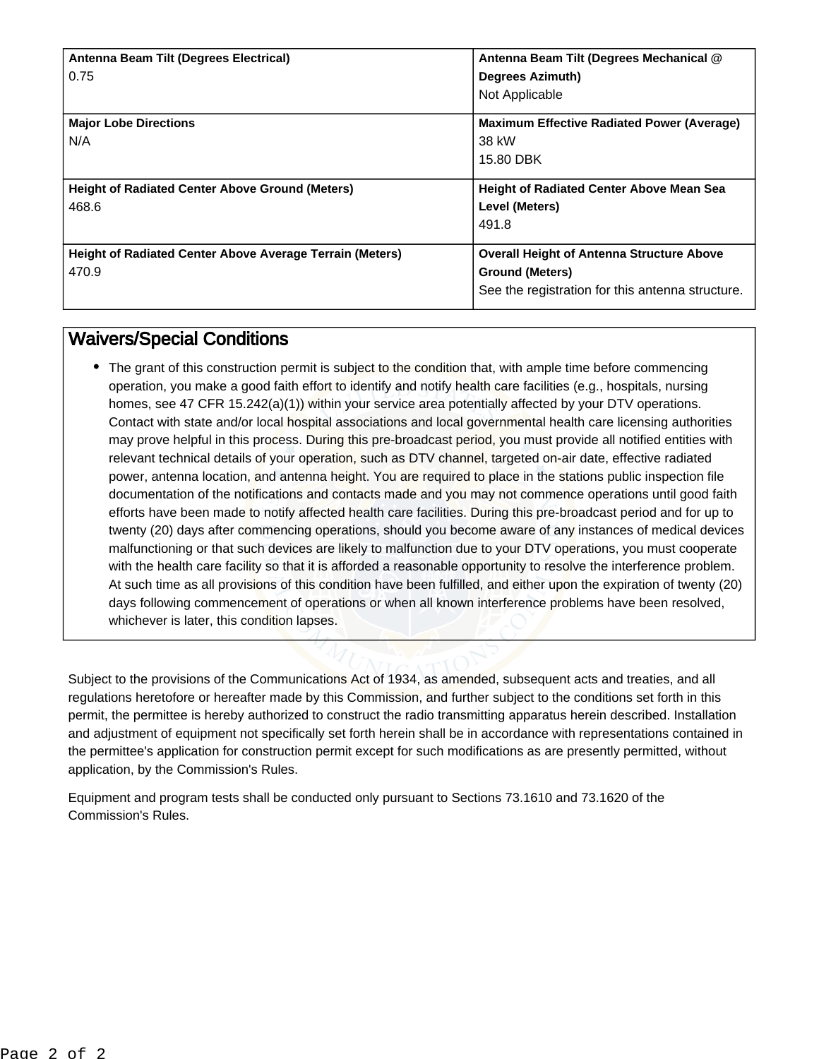| | |
|---|---|
| **Antenna Beam Tilt (Degrees Electrical)**<br>0.75 | **Antenna Beam Tilt (Degrees Mechanical @ Degrees Azimuth)**<br>Not Applicable |
| **Major Lobe Directions**<br>N/A | **Maximum Effective Radiated Power (Average)**<br>38 kW<br>15.80 DBK |
| **Height of Radiated Center Above Ground (Meters)**<br>468.6 | **Height of Radiated Center Above Mean Sea Level (Meters)**<br>491.8 |
| **Height of Radiated Center Above Average Terrain (Meters)**<br>470.9 | **Overall Height of Antenna Structure Above Ground (Meters)**<br>See the registration for this antenna structure. |

## Waivers/Special Conditions

- The grant of this construction permit is subject to the condition that, with ample time before commencing operation, you make a good faith effort to identify and notify health care facilities (e.g., hospitals, nursing homes, see 47 CFR 15.242(a)(1)) within your service area potentially affected by your DTV operations. Contact with state and/or local hospital associations and local governmental health care licensing authorities may prove helpful in this process. During this pre-broadcast period, you must provide all notified entities with relevant technical details of your operation, such as DTV channel, targeted on-air date, effective radiated power, antenna location, and antenna height. You are required to place in the stations public inspection file documentation of the notifications and contacts made and you may not commence operations until good faith efforts have been made to notify affected health care facilities. During this pre-broadcast period and for up to twenty (20) days after commencing operations, should you become aware of any instances of medical devices malfunctioning or that such devices are likely to malfunction due to your DTV operations, you must cooperate with the health care facility so that it is afforded a reasonable opportunity to resolve the interference problem. At such time as all provisions of this condition have been fulfilled, and either upon the expiration of twenty (20) days following commencement of operations or when all known interference problems have been resolved, whichever is later, this condition lapses.

Subject to the provisions of the Communications Act of 1934, as amended, subsequent acts and treaties, and all regulations heretofore or hereafter made by this Commission, and further subject to the conditions set forth in this permit, the permittee is hereby authorized to construct the radio transmitting apparatus herein described. Installation and adjustment of equipment not specifically set forth herein shall be in accordance with representations contained in the permittee's application for construction permit except for such modifications as are presently permitted, without application, by the Commission's Rules.

Equipment and program tests shall be conducted only pursuant to Sections 73.1610 and 73.1620 of the Commission's Rules.